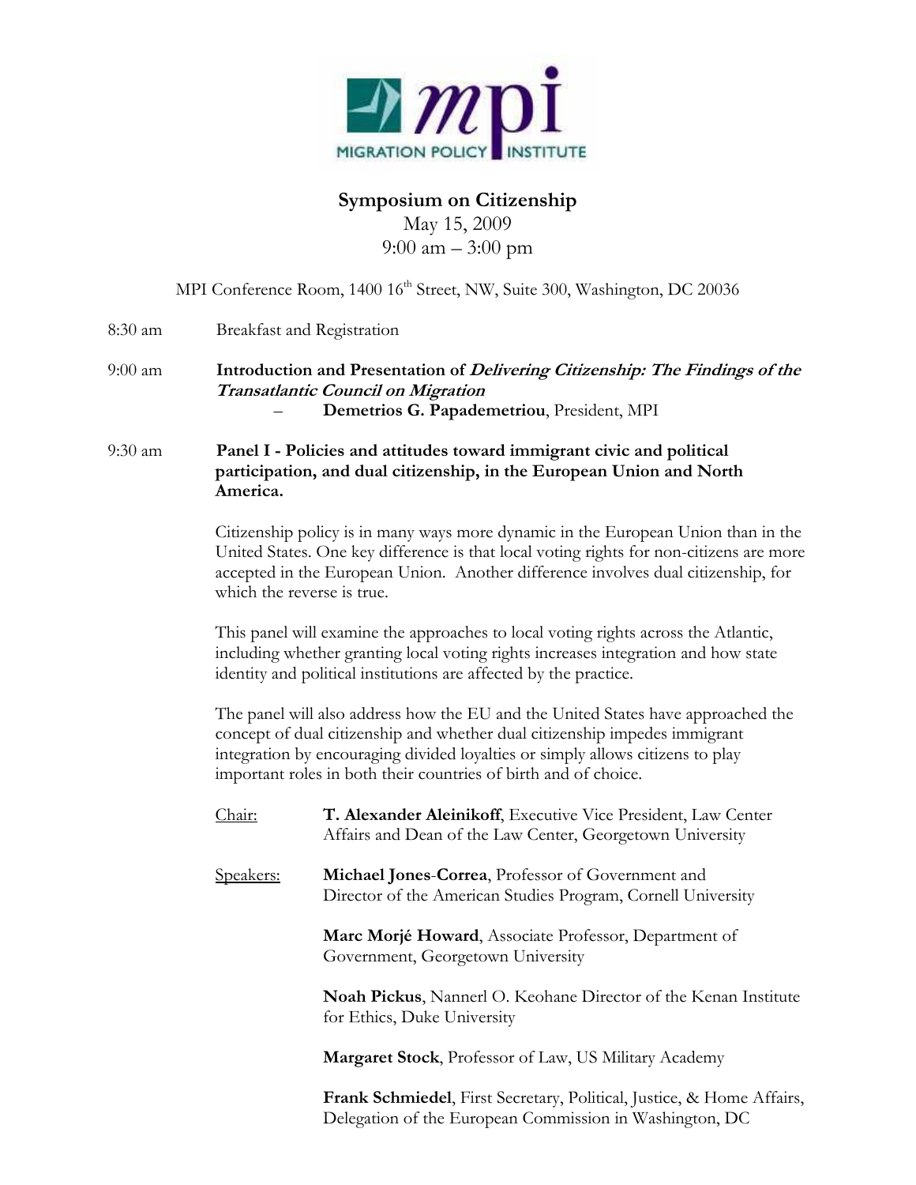# Symposium on Citizenship

May 15, 2009

9:00 am – 3:00 pm

MPI Conference Room, 1400 16th Street, NW, Suite 300, Washington, DC 20036

8:30 am Breakfast and Registration

9:00 am **Introduction and Presentation of *Delivering Citizenship: The Findings of the Transatlantic Council on Migration***

– **Demetrios G. Papademetriou**, President, MPI

9:30 am **Panel I - Policies and attitudes toward immigrant civic and political participation, and dual citizenship, in the European Union and North America.**

Citizenship policy is in many ways more dynamic in the European Union than in the United States. One key difference is that local voting rights for non-citizens are more accepted in the European Union. Another difference involves dual citizenship, for which the reverse is true.

This panel will examine the approaches to local voting rights across the Atlantic, including whether granting local voting rights increases integration and how state identity and political institutions are affected by the practice.

The panel will also address how the EU and the United States have approached the concept of dual citizenship and whether dual citizenship impedes immigrant integration by encouraging divided loyalties or simply allows citizens to play important roles in both their countries of birth and of choice.

Chair: **T. Alexander Aleinikoff**, Executive Vice President, Law Center Affairs and Dean of the Law Center, Georgetown University

Speakers: **Michael Jones-Correa**, Professor of Government and Director of the American Studies Program, Cornell University

**Marc Morjé Howard**, Associate Professor, Department of Government, Georgetown University

**Noah Pickus**, Nannerl O. Keohane Director of the Kenan Institute for Ethics, Duke University

**Margaret Stock**, Professor of Law, US Military Academy

**Frank Schmiedel**, First Secretary, Political, Justice, & Home Affairs, Delegation of the European Commission in Washington, DC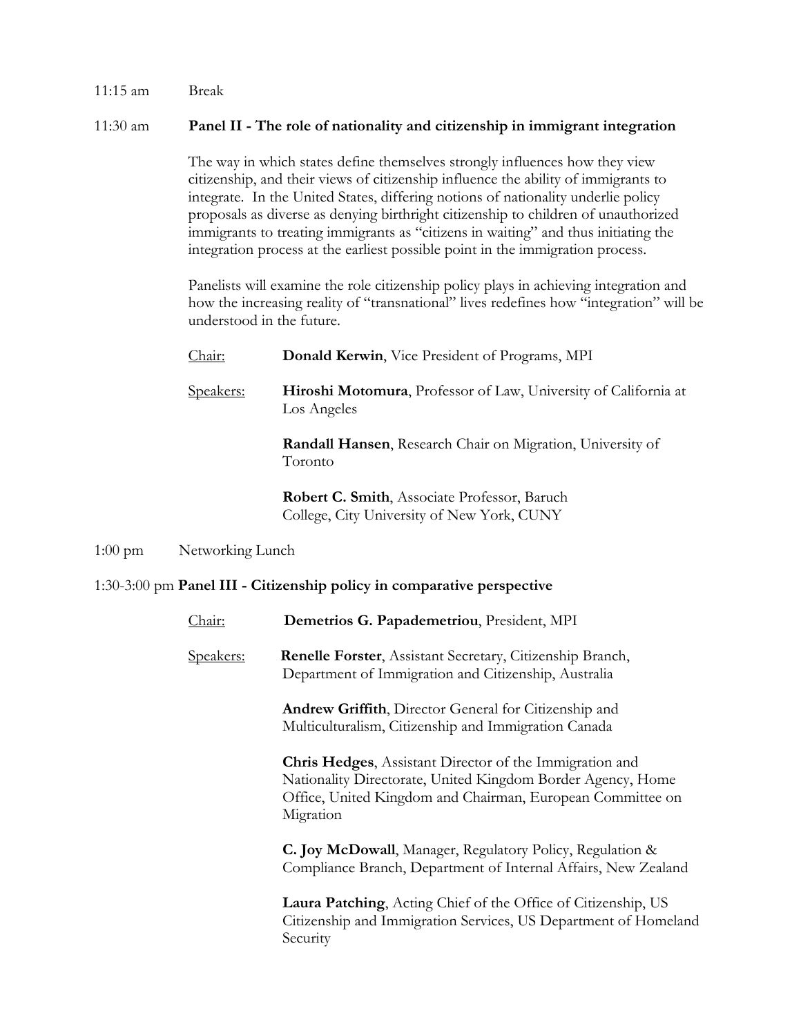11:15 am Break

11:30 am **Panel II - The role of nationality and citizenship in immigrant integration**

The way in which states define themselves strongly influences how they view citizenship, and their views of citizenship influence the ability of immigrants to integrate. In the United States, differing notions of nationality underlie policy proposals as diverse as denying birthright citizenship to children of unauthorized immigrants to treating immigrants as "citizens in waiting" and thus initiating the integration process at the earliest possible point in the immigration process.

Panelists will examine the role citizenship policy plays in achieving integration and how the increasing reality of "transnational" lives redefines how "integration" will be understood in the future.

Chair: **Donald Kerwin**, Vice President of Programs, MPI

Speakers: **Hiroshi Motomura**, Professor of Law, University of California at Los Angeles

**Randall Hansen**, Research Chair on Migration, University of Toronto

**Robert C. Smith**, Associate Professor, Baruch College, City University of New York, CUNY

1:00 pm Networking Lunch

1:30-3:00 pm **Panel III - Citizenship policy in comparative perspective**

Chair: **Demetrios G. Papademetriou**, President, MPI

Speakers: **Renelle Forster**, Assistant Secretary, Citizenship Branch, Department of Immigration and Citizenship, Australia

**Andrew Griffith**, Director General for Citizenship and Multiculturalism, Citizenship and Immigration Canada

**Chris Hedges**, Assistant Director of the Immigration and Nationality Directorate, United Kingdom Border Agency, Home Office, United Kingdom and Chairman, European Committee on Migration

**C. Joy McDowall**, Manager, Regulatory Policy, Regulation & Compliance Branch, Department of Internal Affairs, New Zealand

**Laura Patching**, Acting Chief of the Office of Citizenship, US Citizenship and Immigration Services, US Department of Homeland Security